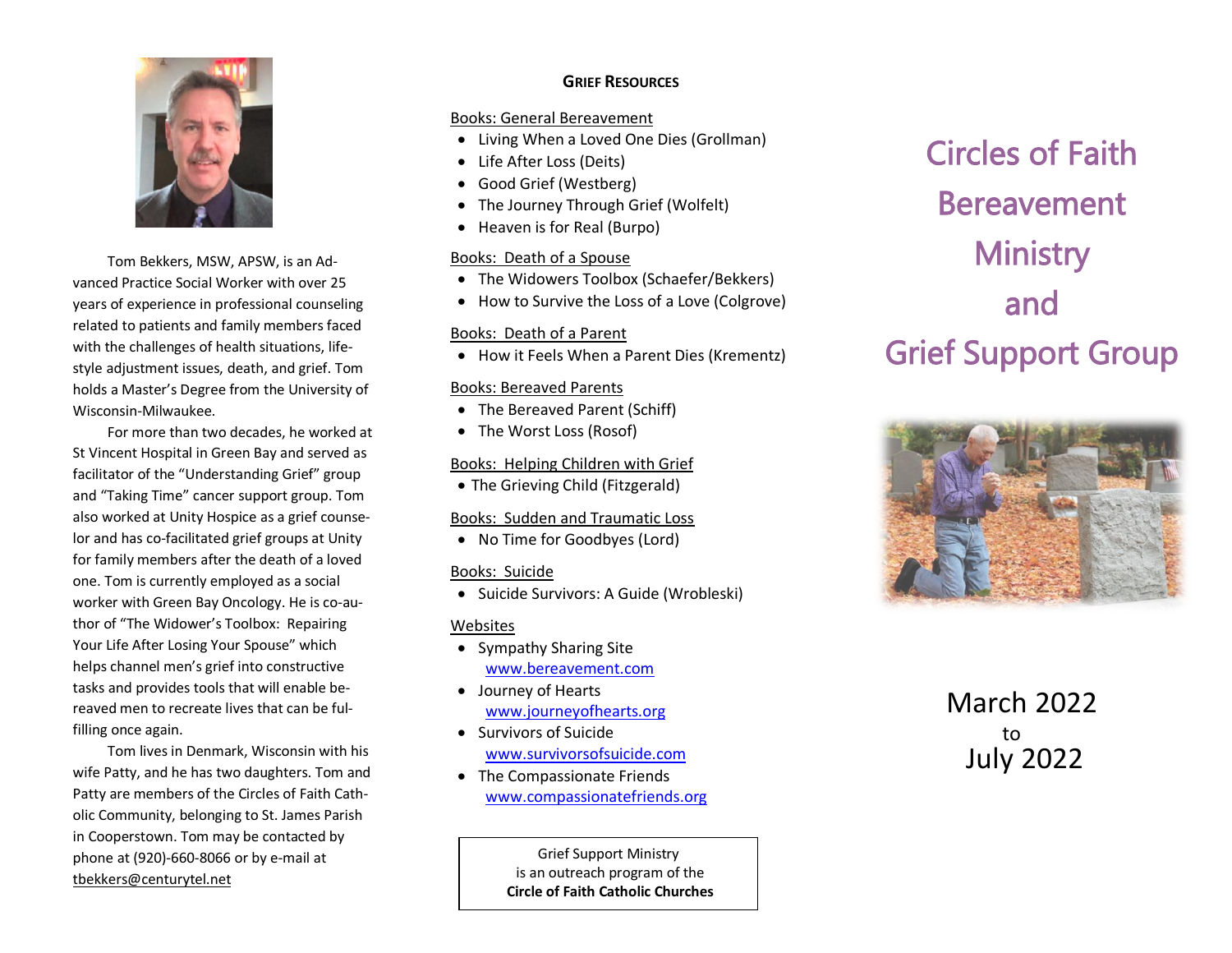Tom Bekkers, MSW, APSW, is an Advanced Practice Social Worker with over 25 years of experience in professional counseling related to patients and family members faced with the challenges of health situations, lifestyle adjustment issues, death, and grief. Tom holds a Master's Degree from the University of Wisconsin-Milwaukee.

For more than two decades, he worked at St Vincent Hospital in Green Bay and served as facilitator of the "Understanding Grief" group and "Taking Time" cancer support group. Tom also worked at Unity Hospice as a grief counselor and has co-facilitated grief groups at Unity for family members after the death of a loved one. Tom is currently employed as a social worker with Green Bay Oncology. He is co-author of "The Widower's Toolbox: Repairing Your Life After Losing Your Spouse" which helps channel men's grief into constructive tasks and provides tools that will enable bereaved men to recreate lives that can be fulfilling once again.

Tom lives in Denmark, Wisconsin with his wife Patty, and he has two daughters. Tom and Patty are members of the Circles of Faith Catholic Community, belonging to St. James Parish in Cooperstown. Tom may be contacted by phone at (920)-660-8066 or by e-mail at tbekkers@centurytel.net

## Grief Resources

Books: General Bereavement

- Living When a Loved One Dies (Grollman)
- Life After Loss (Deits)
- Good Grief (Westberg)
- The Journey Through Grief (Wolfelt)
- Heaven is for Real (Burpo)

Books: Death of a Spouse

- The Widowers Toolbox (Schaefer/Bekkers)
- How to Survive the Loss of a Love (Colgrove)

Books: Death of a Parent

- How it Feels When a Parent Dies (Krementz)

Books: Bereaved Parents

- The Bereaved Parent (Schiff)
- The Worst Loss (Rosof)

Books: Helping Children with Grief

- The Grieving Child (Fitzgerald)

Books: Sudden and Traumatic Loss

- No Time for Goodbyes (Lord)

Books: Suicide

- Suicide Survivors: A Guide (Wrobleski)

Websites

- Sympathy Sharing Site www.bereavement.com
- Journey of Hearts www.journeyofhearts.org
- Survivors of Suicide www.survivorsofsuicide.com
- The Compassionate Friends www.compassionatefriends.org

Grief Support Ministry
is an outreach program of the
**Circle of Faith Catholic Churches**

# Circles of Faith Bereavement Ministry and Grief Support Group

March 2022
to
July 2022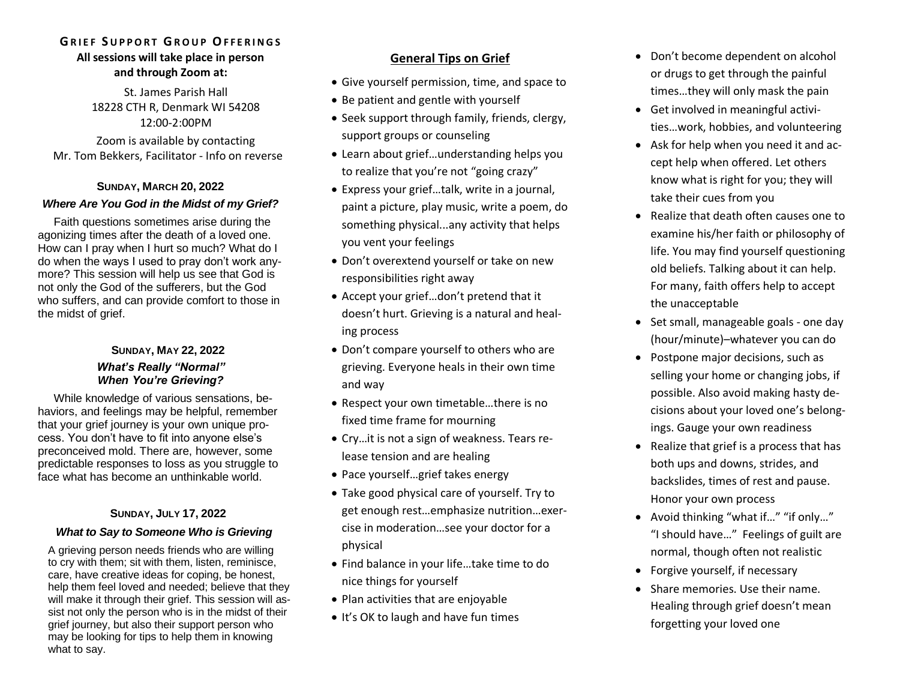## GRIEF SUPPORT GROUP OFFERINGS

**All sessions will take place in person and through Zoom at:**

St. James Parish Hall
18228 CTH R, Denmark WI 54208
12:00-2:00PM

Zoom is available by contacting
Mr. Tom Bekkers, Facilitator - Info on reverse

### SUNDAY, MARCH 20, 2022

***Where Are You God in the Midst of my Grief?***

Faith questions sometimes arise during the agonizing times after the death of a loved one. How can I pray when I hurt so much? What do I do when the ways I used to pray don't work anymore? This session will help us see that God is not only the God of the sufferers, but the God who suffers, and can provide comfort to those in the midst of grief.

### SUNDAY, MAY 22, 2022

***What's Really "Normal" When You're Grieving?***

While knowledge of various sensations, behaviors, and feelings may be helpful, remember that your grief journey is your own unique process. You don't have to fit into anyone else's preconceived mold. There are, however, some predictable responses to loss as you struggle to face what has become an unthinkable world.

### SUNDAY, JULY 17, 2022

***What to Say to Someone Who is Grieving***

A grieving person needs friends who are willing to cry with them; sit with them, listen, reminisce, care, have creative ideas for coping, be honest, help them feel loved and needed; believe that they will make it through their grief. This session will assist not only the person who is in the midst of their grief journey, but also their support person who may be looking for tips to help them in knowing what to say.

## General Tips on Grief

- Give yourself permission, time, and space to
- Be patient and gentle with yourself
- Seek support through family, friends, clergy, support groups or counseling
- Learn about grief…understanding helps you to realize that you're not "going crazy"
- Express your grief…talk, write in a journal, paint a picture, play music, write a poem, do something physical...any activity that helps you vent your feelings
- Don't overextend yourself or take on new responsibilities right away
- Accept your grief…don't pretend that it doesn't hurt. Grieving is a natural and healing process
- Don't compare yourself to others who are grieving. Everyone heals in their own time and way
- Respect your own timetable…there is no fixed time frame for mourning
- Cry…it is not a sign of weakness. Tears release tension and are healing
- Pace yourself…grief takes energy
- Take good physical care of yourself. Try to get enough rest…emphasize nutrition…exercise in moderation…see your doctor for a physical
- Find balance in your life…take time to do nice things for yourself
- Plan activities that are enjoyable
- It's OK to laugh and have fun times
- Don't become dependent on alcohol or drugs to get through the painful times…they will only mask the pain
- Get involved in meaningful activities…work, hobbies, and volunteering
- Ask for help when you need it and accept help when offered. Let others know what is right for you; they will take their cues from you
- Realize that death often causes one to examine his/her faith or philosophy of life. You may find yourself questioning old beliefs. Talking about it can help. For many, faith offers help to accept the unacceptable
- Set small, manageable goals - one day (hour/minute)–whatever you can do
- Postpone major decisions, such as selling your home or changing jobs, if possible. Also avoid making hasty decisions about your loved one's belongings. Gauge your own readiness
- Realize that grief is a process that has both ups and downs, strides, and backslides, times of rest and pause. Honor your own process
- Avoid thinking "what if…" "if only…" "I should have…" Feelings of guilt are normal, though often not realistic
- Forgive yourself, if necessary
- Share memories. Use their name. Healing through grief doesn't mean forgetting your loved one